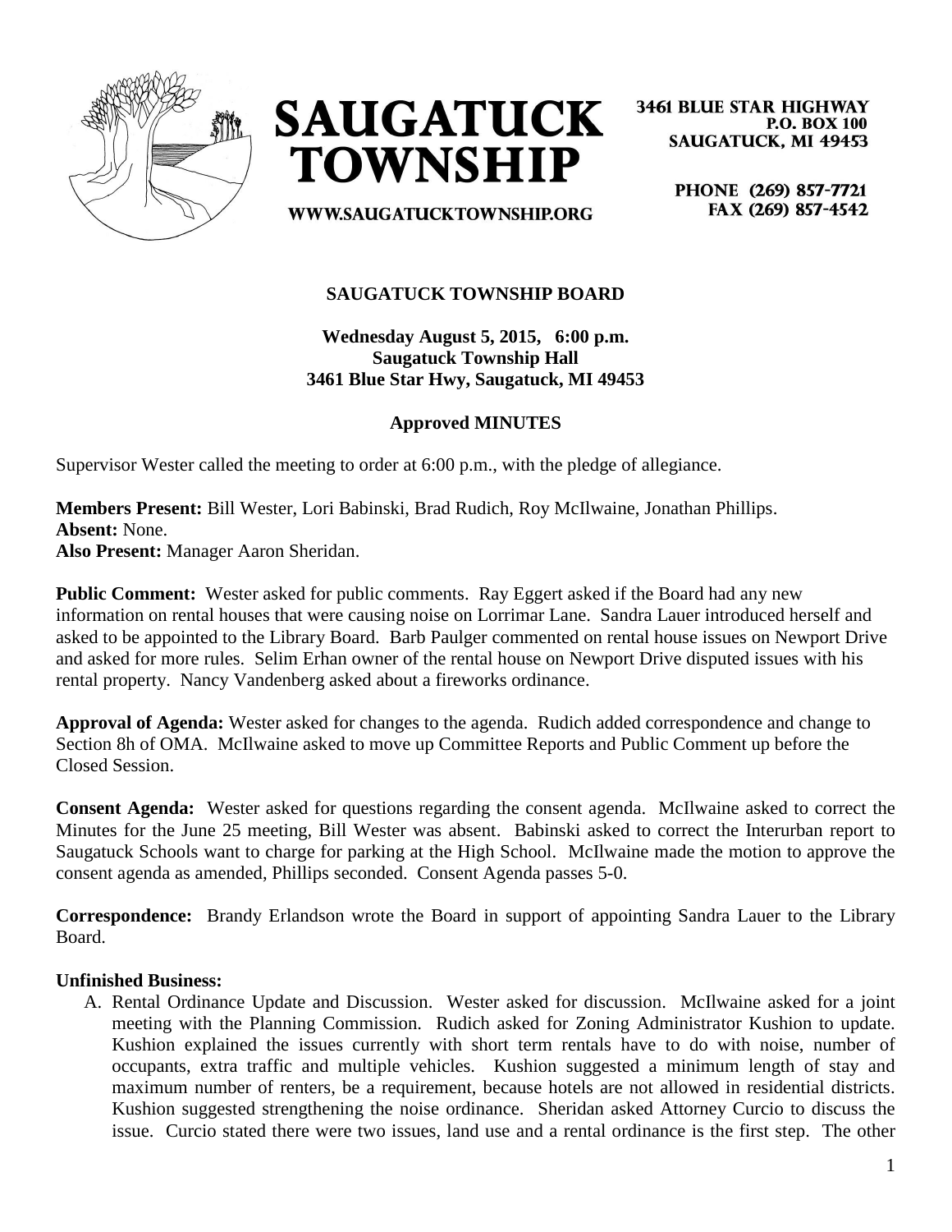# SAUGATUCK TOWNSHIP

3461 BLUE STAR HIGHWAY
P.O. BOX 100
SAUGATUCK, MI 49453

PHONE (269) 857-7721
FAX (269) 857-4542

WWW.SAUGATUCKTOWNSHIP.ORG

**SAUGATUCK TOWNSHIP BOARD**

**Wednesday August 5, 2015, 6:00 p.m.**
**Saugatuck Township Hall**
**3461 Blue Star Hwy, Saugatuck, MI 49453**

**Approved MINUTES**

Supervisor Wester called the meeting to order at 6:00 p.m., with the pledge of allegiance.

**Members Present:** Bill Wester, Lori Babinski, Brad Rudich, Roy McIlwaine, Jonathan Phillips.
**Absent:** None.
**Also Present:** Manager Aaron Sheridan.

**Public Comment:** Wester asked for public comments. Ray Eggert asked if the Board had any new information on rental houses that were causing noise on Lorrimar Lane. Sandra Lauer introduced herself and asked to be appointed to the Library Board. Barb Paulger commented on rental house issues on Newport Drive and asked for more rules. Selim Erhan owner of the rental house on Newport Drive disputed issues with his rental property. Nancy Vandenberg asked about a fireworks ordinance.

**Approval of Agenda:** Wester asked for changes to the agenda. Rudich added correspondence and change to Section 8h of OMA. McIlwaine asked to move up Committee Reports and Public Comment up before the Closed Session.

**Consent Agenda:** Wester asked for questions regarding the consent agenda. McIlwaine asked to correct the Minutes for the June 25 meeting, Bill Wester was absent. Babinski asked to correct the Interurban report to Saugatuck Schools want to charge for parking at the High School. McIlwaine made the motion to approve the consent agenda as amended, Phillips seconded. Consent Agenda passes 5-0.

**Correspondence:** Brandy Erlandson wrote the Board in support of appointing Sandra Lauer to the Library Board.

**Unfinished Business:**

A. Rental Ordinance Update and Discussion. Wester asked for discussion. McIlwaine asked for a joint meeting with the Planning Commission. Rudich asked for Zoning Administrator Kushion to update. Kushion explained the issues currently with short term rentals have to do with noise, number of occupants, extra traffic and multiple vehicles. Kushion suggested a minimum length of stay and maximum number of renters, be a requirement, because hotels are not allowed in residential districts. Kushion suggested strengthening the noise ordinance. Sheridan asked Attorney Curcio to discuss the issue. Curcio stated there were two issues, land use and a rental ordinance is the first step. The other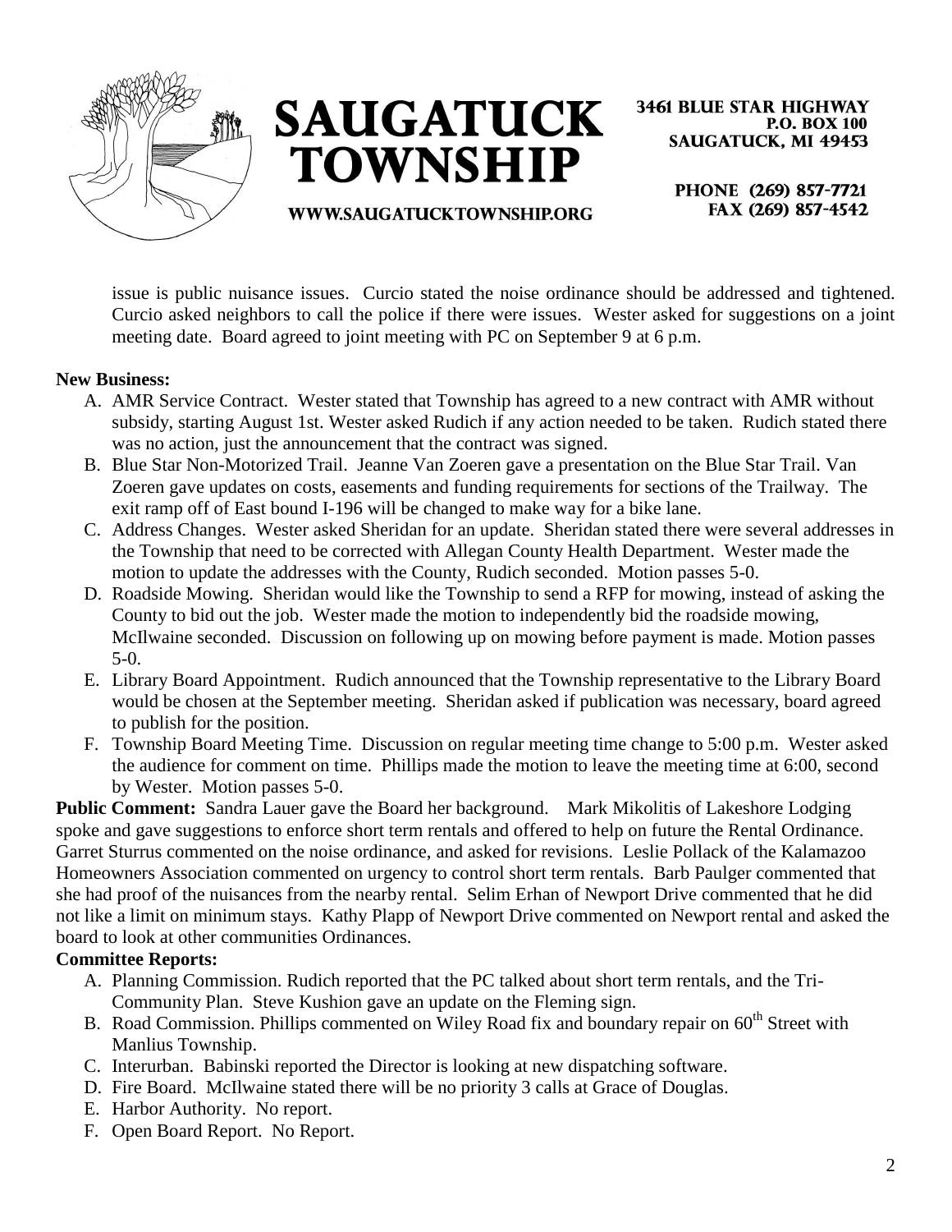issue is public nuisance issues. Curcio stated the noise ordinance should be addressed and tightened. Curcio asked neighbors to call the police if there were issues. Wester asked for suggestions on a joint meeting date. Board agreed to joint meeting with PC on September 9 at 6 p.m.

**New Business:**

A. AMR Service Contract. Wester stated that Township has agreed to a new contract with AMR without subsidy, starting August 1st. Wester asked Rudich if any action needed to be taken. Rudich stated there was no action, just the announcement that the contract was signed.
B. Blue Star Non-Motorized Trail. Jeanne Van Zoeren gave a presentation on the Blue Star Trail. Van Zoeren gave updates on costs, easements and funding requirements for sections of the Trailway. The exit ramp off of East bound I-196 will be changed to make way for a bike lane.
C. Address Changes. Wester asked Sheridan for an update. Sheridan stated there were several addresses in the Township that need to be corrected with Allegan County Health Department. Wester made the motion to update the addresses with the County, Rudich seconded. Motion passes 5-0.
D. Roadside Mowing. Sheridan would like the Township to send a RFP for mowing, instead of asking the County to bid out the job. Wester made the motion to independently bid the roadside mowing, McIlwaine seconded. Discussion on following up on mowing before payment is made. Motion passes 5-0.
E. Library Board Appointment. Rudich announced that the Township representative to the Library Board would be chosen at the September meeting. Sheridan asked if publication was necessary, board agreed to publish for the position.
F. Township Board Meeting Time. Discussion on regular meeting time change to 5:00 p.m. Wester asked the audience for comment on time. Phillips made the motion to leave the meeting time at 6:00, second by Wester. Motion passes 5-0.

**Public Comment:** Sandra Lauer gave the Board her background. Mark Mikolitis of Lakeshore Lodging spoke and gave suggestions to enforce short term rentals and offered to help on future the Rental Ordinance. Garret Sturrus commented on the noise ordinance, and asked for revisions. Leslie Pollack of the Kalamazoo Homeowners Association commented on urgency to control short term rentals. Barb Paulger commented that she had proof of the nuisances from the nearby rental. Selim Erhan of Newport Drive commented that he did not like a limit on minimum stays. Kathy Plapp of Newport Drive commented on Newport rental and asked the board to look at other communities Ordinances.

**Committee Reports:**

A. Planning Commission. Rudich reported that the PC talked about short term rentals, and the Tri-Community Plan. Steve Kushion gave an update on the Fleming sign.
B. Road Commission. Phillips commented on Wiley Road fix and boundary repair on 60th Street with Manlius Township.
C. Interurban. Babinski reported the Director is looking at new dispatching software.
D. Fire Board. McIlwaine stated there will be no priority 3 calls at Grace of Douglas.
E. Harbor Authority. No report.
F. Open Board Report. No Report.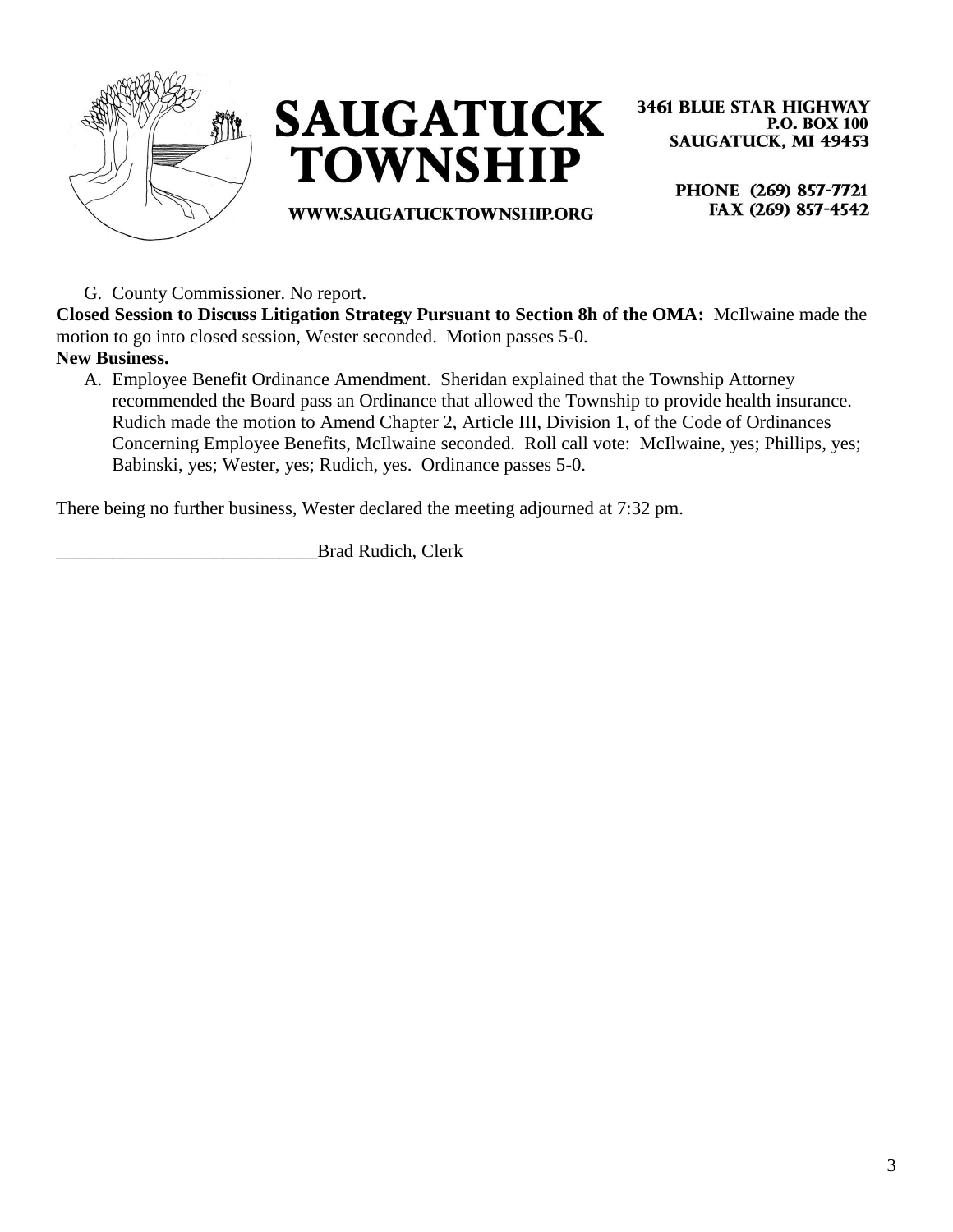# SAUGATUCK TOWNSHIP

3461 BLUE STAR HIGHWAY
P.O. BOX 100
SAUGATUCK, MI 49453

PHONE (269) 857-7721
FAX (269) 857-4542

WWW.SAUGATUCKTOWNSHIP.ORG

G. County Commissioner. No report.

**Closed Session to Discuss Litigation Strategy Pursuant to Section 8h of the OMA:** McIlwaine made the motion to go into closed session, Wester seconded. Motion passes 5-0.

**New Business.**

A. Employee Benefit Ordinance Amendment. Sheridan explained that the Township Attorney recommended the Board pass an Ordinance that allowed the Township to provide health insurance. Rudich made the motion to Amend Chapter 2, Article III, Division 1, of the Code of Ordinances Concerning Employee Benefits, McIlwaine seconded. Roll call vote: McIlwaine, yes; Phillips, yes; Babinski, yes; Wester, yes; Rudich, yes. Ordinance passes 5-0.

There being no further business, Wester declared the meeting adjourned at 7:32 pm.

____________________________Brad Rudich, Clerk